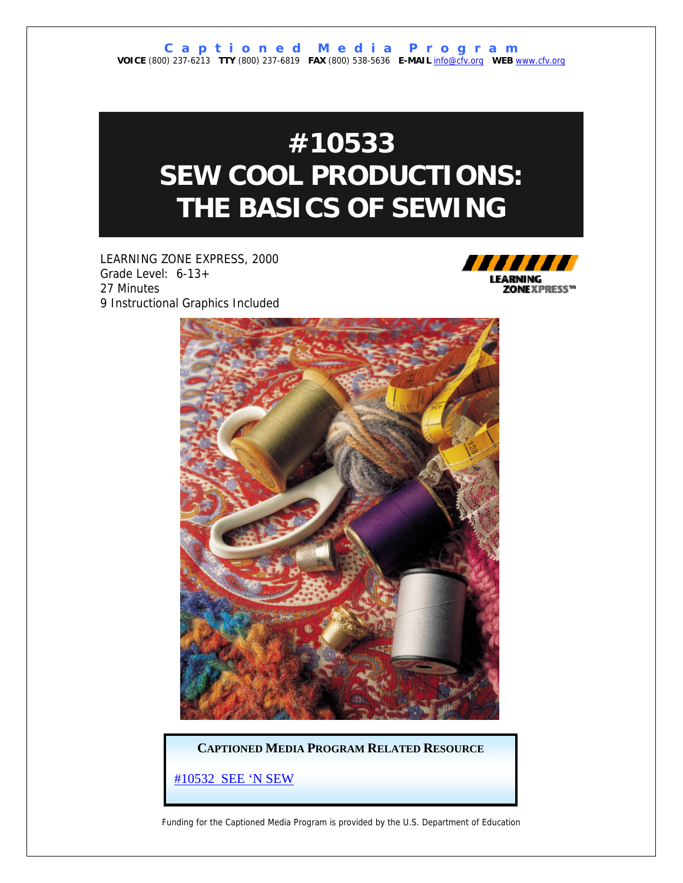**Captioned Media Program**

**VOICE** (800) 237-6213 **TTY** (800) 237-6819 **FAX** (800) 538-5636 **E-MAIL** info@cfv.org **WEB** www.cfv.org

# #10533 SEW COOL PRODUCTIONS: THE BASICS OF SEWING

LEARNING ZONE EXPRESS, 2000
Grade Level: 6-13+
27 Minutes
9 Instructional Graphics Included

**CAPTIONED MEDIA PROGRAM RELATED RESOURCE**

#10532 SEE 'N SEW

Funding for the Captioned Media Program is provided by the U.S. Department of Education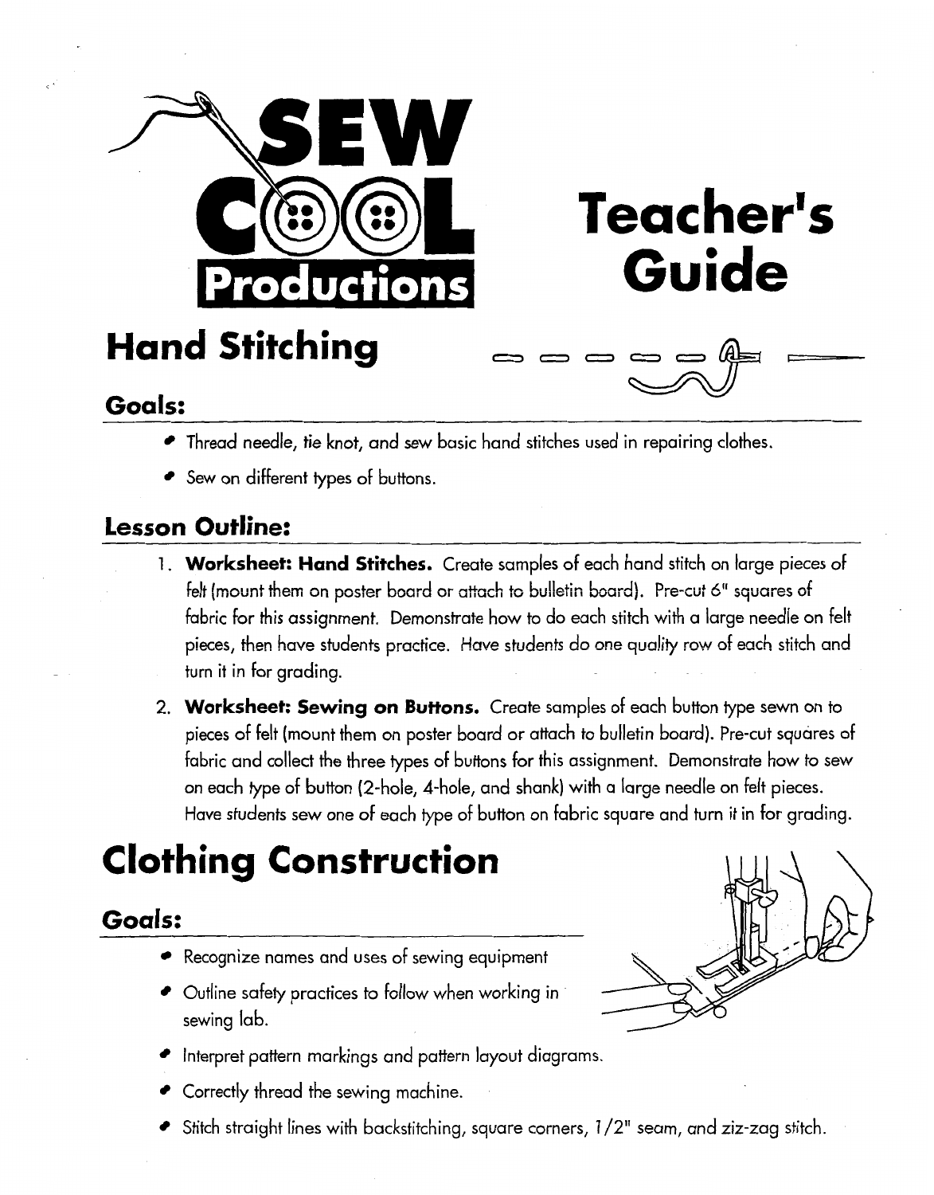# Teacher's Guide

## Hand Stitching

### Goals:

- Thread needle, tie knot, and sew basic hand stitches used in repairing clothes.
- Sew on different types of buttons.

### Lesson Outline:

1. **Worksheet: Hand Stitches.** Create samples of each hand stitch on large pieces of felt (mount them on poster board or attach to bulletin board). Pre-cut 6" squares of fabric for this assignment. Demonstrate how to do each stitch with a large needle on felt pieces, then have students practice. Have students do one quality row of each stitch and turn it in for grading.
2. **Worksheet: Sewing on Buttons.** Create samples of each button type sewn on to pieces of felt (mount them on poster board or attach to bulletin board). Pre-cut squares of fabric and collect the three types of buttons for this assignment. Demonstrate how to sew on each type of button (2-hole, 4-hole, and shank) with a large needle on felt pieces. Have students sew one of each type of button on fabric square and turn it in for grading.

## Clothing Construction

### Goals:

- Recognize names and uses of sewing equipment
- Outline safety practices to follow when working in sewing lab.
- Interpret pattern markings and pattern layout diagrams.
- Correctly thread the sewing machine.
- Stitch straight lines with backstitching, square corners, 1/2" seam, and ziz-zag stitch.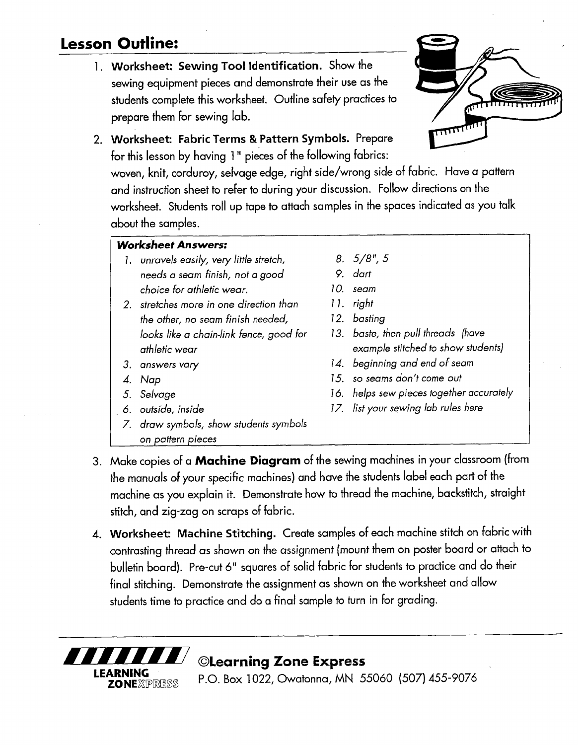## Lesson Outline:

1. **Worksheet: Sewing Tool Identification.** Show the sewing equipment pieces and demonstrate their use as the students complete this worksheet. Outline safety practices to prepare them for sewing lab.

2. **Worksheet: Fabric Terms & Pattern Symbols.** Prepare for this lesson by having 1" pieces of the following fabrics: woven, knit, corduroy, selvage edge, right side/wrong side of fabric. Have a pattern and instruction sheet to refer to during your discussion. Follow directions on the worksheet. Students roll up tape to attach samples in the spaces indicated as you talk about the samples.

   ***Worksheet Answers:***

   1. *unravels easily, very little stretch, needs a seam finish, not a good choice for athletic wear.*
   2. *stretches more in one direction than the other, no seam finish needed, looks like a chain-link fence, good for athletic wear*
   3. *answers vary*
   4. *Nap*
   5. *Selvage*
   6. *outside, inside*
   7. *draw symbols, show students symbols on pattern pieces*
   8. *5/8", 5*
   9. *dart*
   10. *seam*
   11. *right*
   12. *basting*
   13. *baste, then pull threads (have example stitched to show students)*
   14. *beginning and end of seam*
   15. *so seams don't come out*
   16. *helps sew pieces together accurately*
   17. *list your sewing lab rules here*

3. Make copies of a **Machine Diagram** of the sewing machines in your classroom (from the manuals of your specific machines) and have the students label each part of the machine as you explain it. Demonstrate how to thread the machine, backstitch, straight stitch, and zig-zag on scraps of fabric.

4. **Worksheet: Machine Stitching.** Create samples of each machine stitch on fabric with contrasting thread as shown on the assignment (mount them on poster board or attach to bulletin board). Pre-cut 6" squares of solid fabric for students to practice and do their final stitching. Demonstrate the assignment as shown on the worksheet and allow students time to practice and do a final sample to turn in for grading.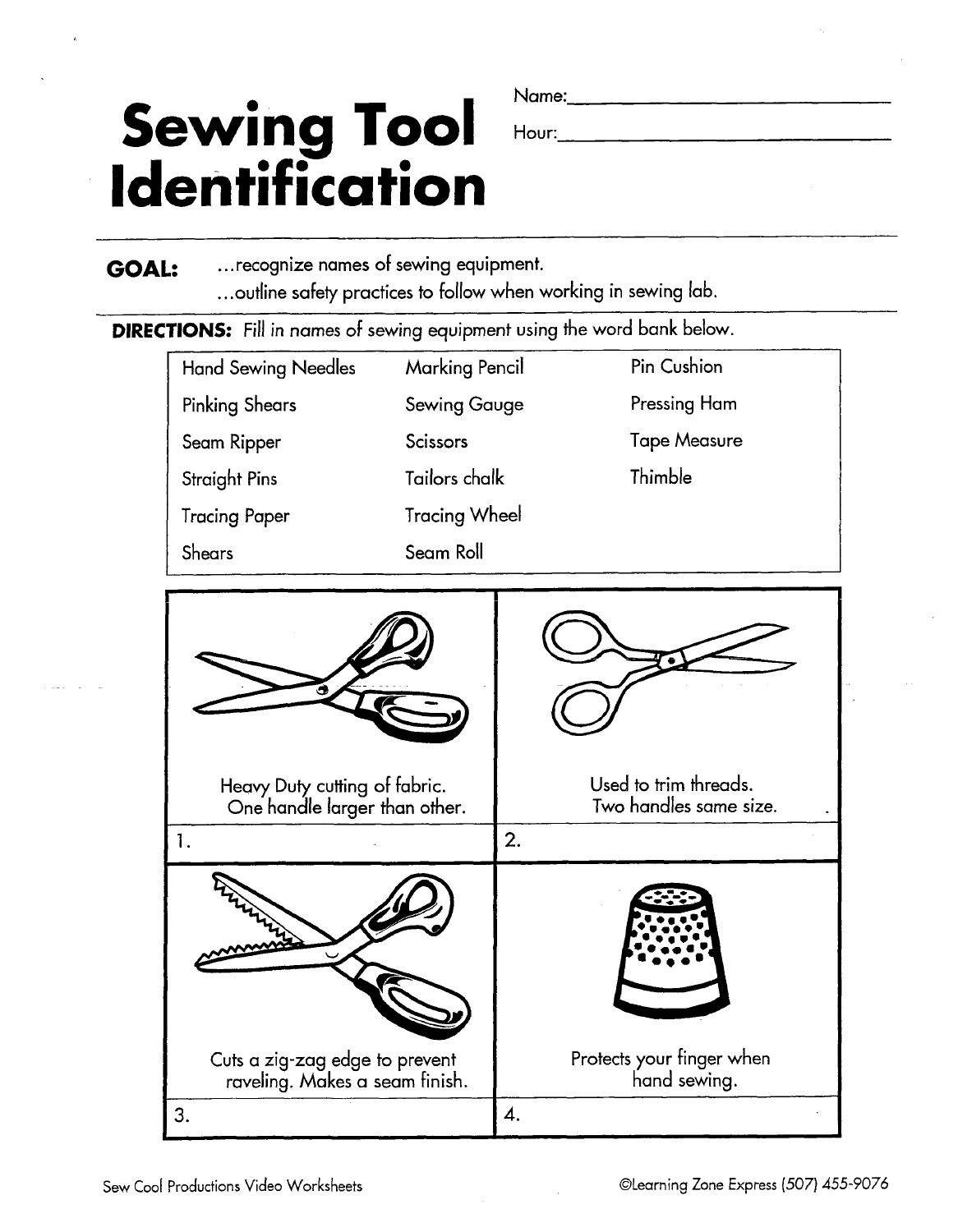# Sewing Tool Identification

Name: ______________________

Hour: ______________________

**GOAL:** ...recognize names of sewing equipment.
...outline safety practices to follow when working in sewing lab.

**DIRECTIONS:** Fill in names of sewing equipment using the word bank below.

| | | |
|---|---|---|
| Hand Sewing Needles | Marking Pencil | Pin Cushion |
| Pinking Shears | Sewing Gauge | Pressing Ham |
| Seam Ripper | Scissors | Tape Measure |
| Straight Pins | Tailors chalk | Thimble |
| Tracing Paper | Tracing Wheel | |
| Shears | Seam Roll | |

| | |
|---|---|
| Heavy Duty cutting of fabric. One handle larger than other. | Used to trim threads. Two handles same size. |
| 1. | 2. |
| Cuts a zig-zag edge to prevent raveling. Makes a seam finish. | Protects your finger when hand sewing. |
| 3. | 4. |

Sew Cool Productions Video Worksheets

©Learning Zone Express (507) 455-9076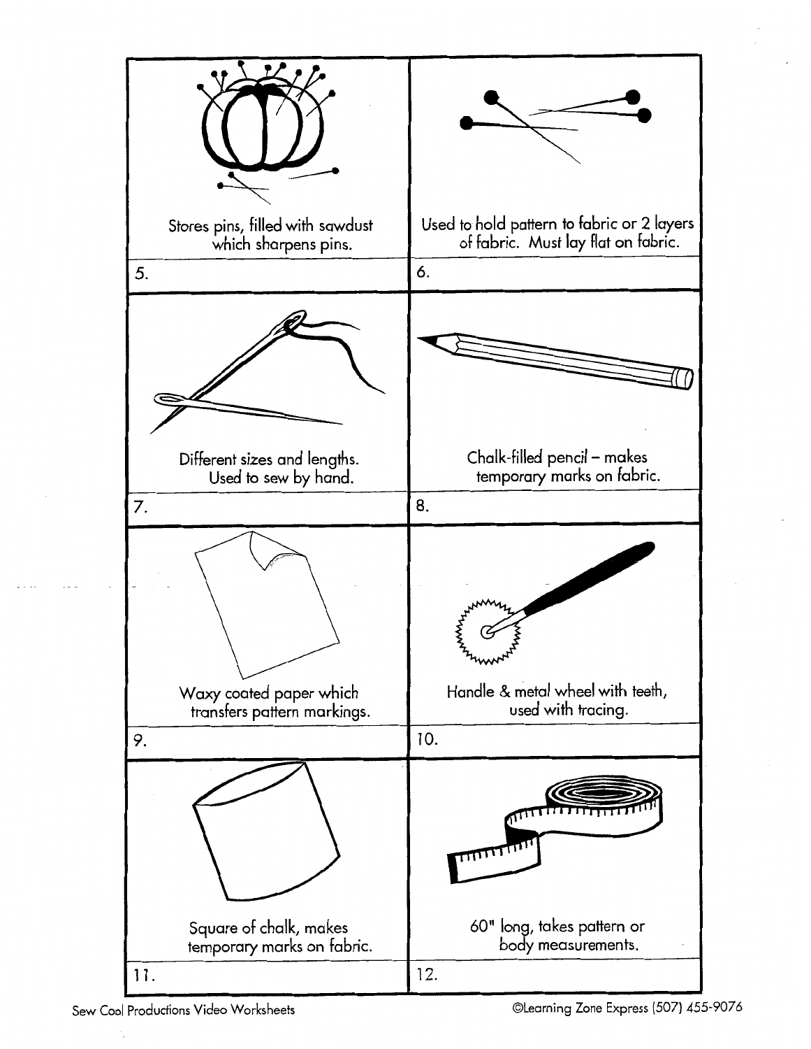| | |
|---|---|
| Stores pins, filled with sawdust which sharpens pins. | Used to hold pattern to fabric or 2 layers of fabric. Must lay flat on fabric. |
| 5. | 6. |
| Different sizes and lengths. Used to sew by hand. | Chalk-filled pencil – makes temporary marks on fabric. |
| 7. | 8. |
| Waxy coated paper which transfers pattern markings. | Handle & metal wheel with teeth, used with tracing. |
| 9. | 10. |
| Square of chalk, makes temporary marks on fabric. | 60" long, takes pattern or body measurements. |
| 11. | 12. |

Sew Cool Productions Video Worksheets

©Learning Zone Express (507) 455-9076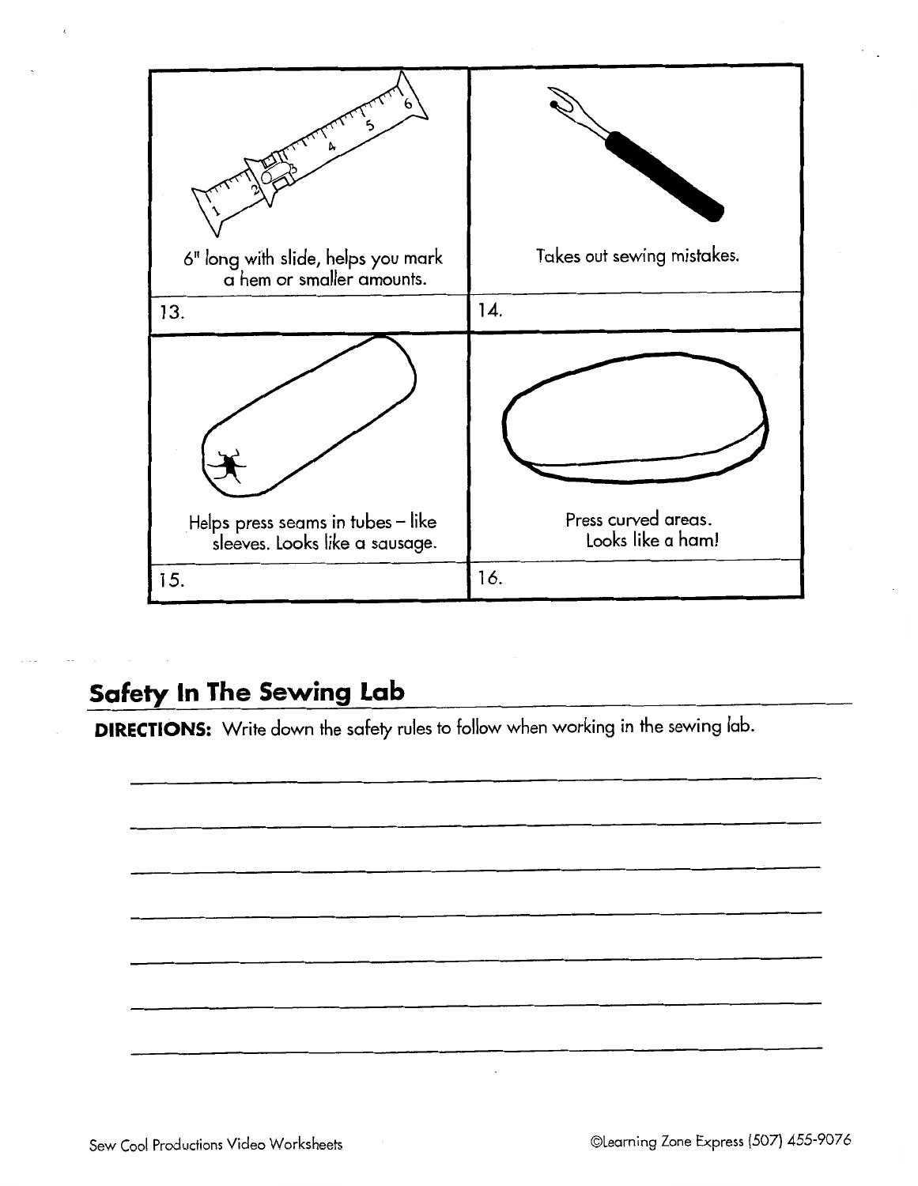| | |
|---|---|
| 6" long with slide, helps you mark a hem or smaller amounts. | Takes out sewing mistakes. |
| 13. | 14. |
| Helps press seams in tubes – like sleeves. Looks like a sausage. | Press curved areas. Looks like a ham! |
| 15. | 16. |

## Safety In The Sewing Lab

**DIRECTIONS:** Write down the safety rules to follow when working in the sewing lab.

_______________________________________________

_______________________________________________

_______________________________________________

_______________________________________________

_______________________________________________

_______________________________________________

_______________________________________________

Sew Cool Productions Video Worksheets

©Learning Zone Express (507) 455-9076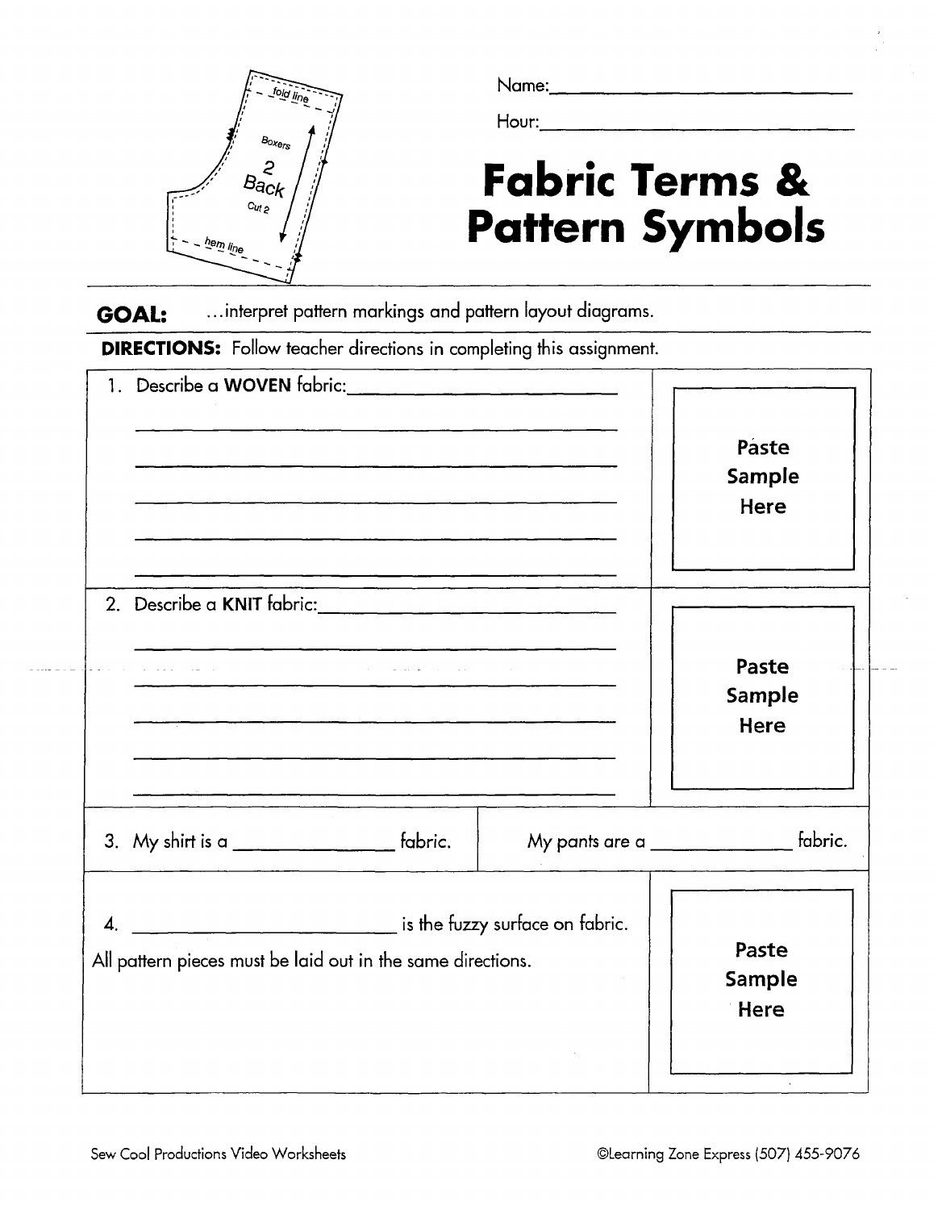Name:\_\_\_\_\_\_\_\_\_\_\_\_\_\_\_\_\_\_\_\_\_\_\_\_\_\_\_\_

Hour:\_\_\_\_\_\_\_\_\_\_\_\_\_\_\_\_\_\_\_\_\_\_\_\_\_\_\_\_

# Fabric Terms & Pattern Symbols

**GOAL:** ...interpret pattern markings and pattern layout diagrams.

**DIRECTIONS:** Follow teacher directions in completing this assignment.

1. Describe a **WOVEN** fabric: \_\_\_\_\_\_\_\_\_\_\_\_\_\_\_\_\_\_\_\_\_\_\_\_\_\_\_\_

Paste Sample Here

2. Describe a **KNIT** fabric: \_\_\_\_\_\_\_\_\_\_\_\_\_\_\_\_\_\_\_\_\_\_\_\_\_\_\_\_

Paste Sample Here

3. My shirt is a \_\_\_\_\_\_\_\_\_\_\_\_\_\_\_\_ fabric. My pants are a \_\_\_\_\_\_\_\_\_\_\_\_\_\_\_\_ fabric.

4. \_\_\_\_\_\_\_\_\_\_\_\_\_\_\_\_\_\_\_\_\_\_\_\_ is the fuzzy surface on fabric.

All pattern pieces must be laid out in the same directions.

Paste Sample Here

Sew Cool Productions Video Worksheets

©Learning Zone Express (507) 455-9076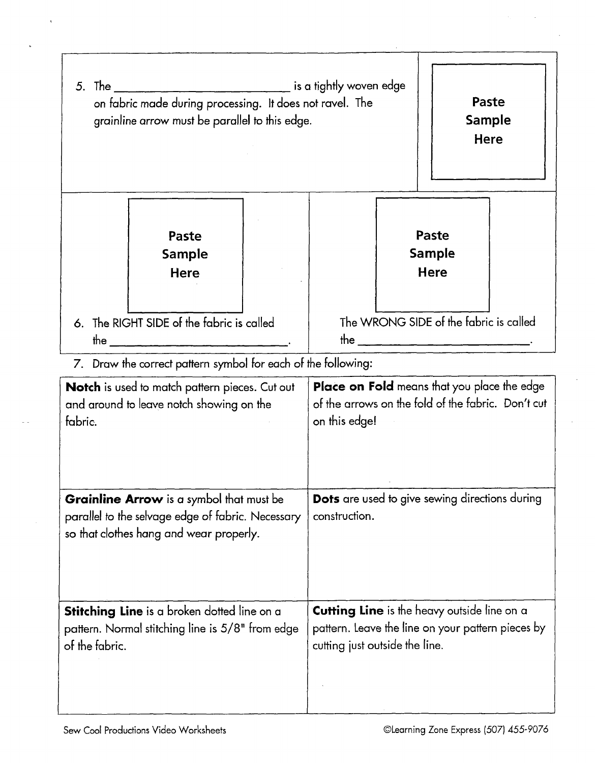5. The ______________________________ is a tightly woven edge on fabric made during processing. It does not ravel. The grainline arrow must be parallel to this edge.

**Paste Sample Here**

**Paste Sample Here**

6. The RIGHT SIDE of the fabric is called the ______________________________.

**Paste Sample Here**

The WRONG SIDE of the fabric is called the ______________________________.

7. Draw the correct pattern symbol for each of the following:

| | |
|---|---|
| **Notch** is used to match pattern pieces. Cut out and around to leave notch showing on the fabric. | **Place on Fold** means that you place the edge of the arrows on the fold of the fabric. Don't cut on this edge! |
| **Grainline Arrow** is a symbol that must be parallel to the selvage edge of fabric. Necessary so that clothes hang and wear properly. | **Dots** are used to give sewing directions during construction. |
| **Stitching Line** is a broken dotted line on a pattern. Normal stitching line is 5/8" from edge of the fabric. | **Cutting Line** is the heavy outside line on a pattern. Leave the line on your pattern pieces by cutting just outside the line. |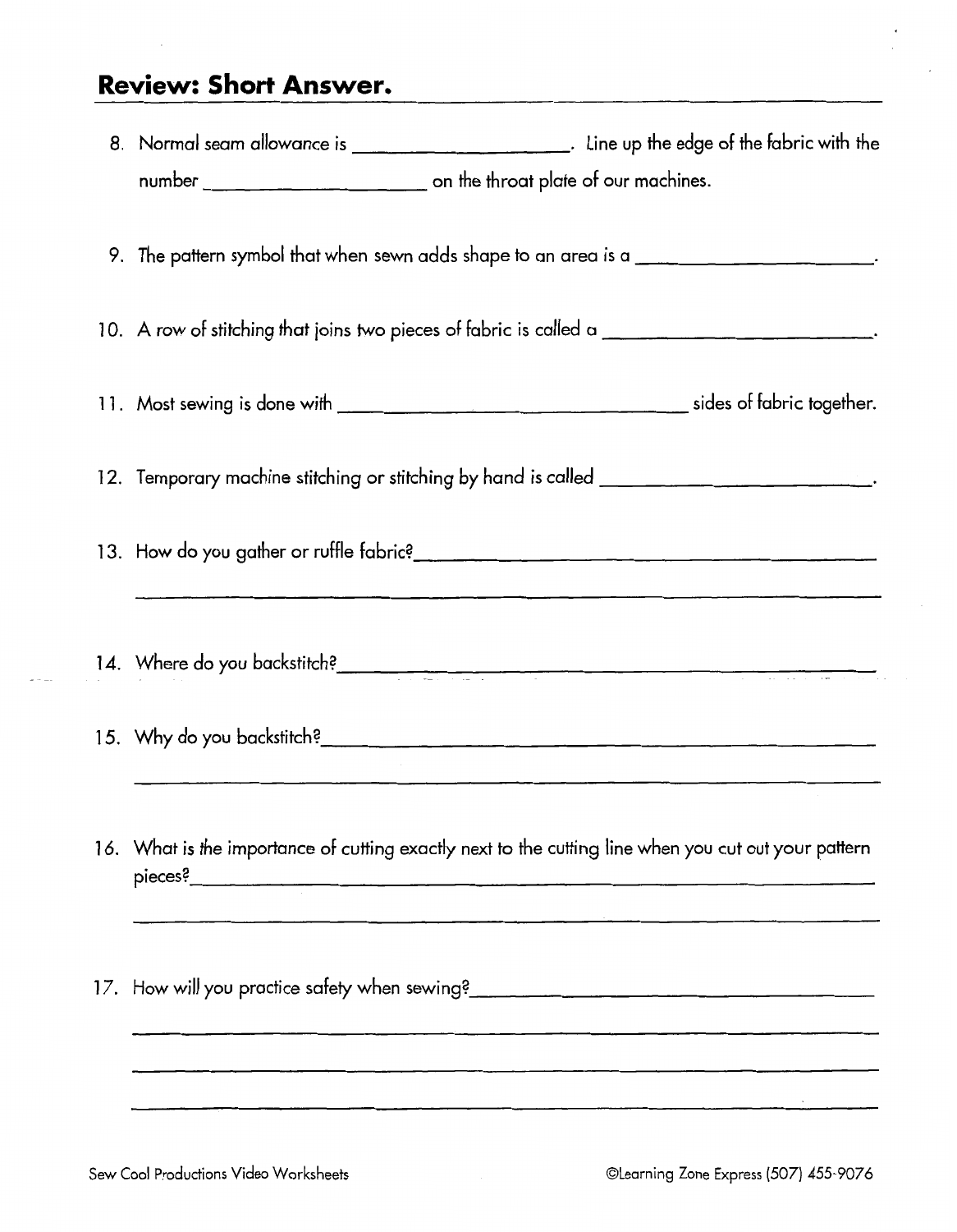## Review: Short Answer.

8. Normal seam allowance is ____________________. Line up the edge of the fabric with the number ____________________ on the throat plate of our machines.

9. The pattern symbol that when sewn adds shape to an area is a ____________________.

10. A row of stitching that joins two pieces of fabric is called a ____________________.

11. Most sewing is done with ______________________________ sides of fabric together.

12. Temporary machine stitching or stitching by hand is called ____________________.

13. How do you gather or ruffle fabric? ________________________________________

________________________________________________________________

14. Where do you backstitch? ________________________________________

15. Why do you backstitch? ________________________________________

________________________________________________________________

16. What is the importance of cutting exactly next to the cutting line when you cut out your pattern pieces? ________________________________________

________________________________________________________________

17. How will you practice safety when sewing? ________________________________________

________________________________________________________________

________________________________________________________________

________________________________________________________________

Sew Cool Productions Video Worksheets ©Learning Zone Express (507) 455-9076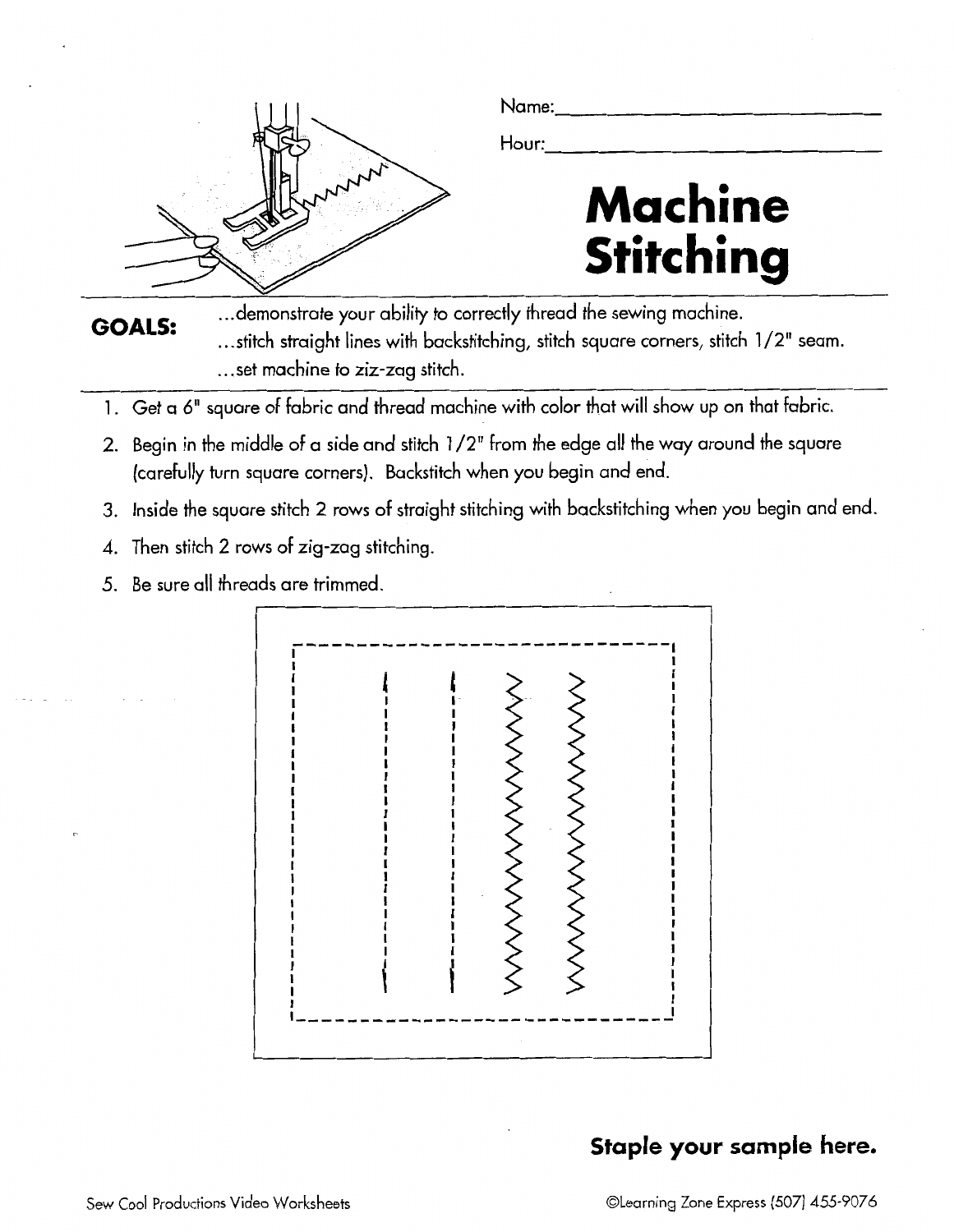Name:\_\_\_\_\_\_\_\_\_\_\_\_\_\_\_\_\_\_\_\_\_\_\_\_\_\_\_\_

Hour:\_\_\_\_\_\_\_\_\_\_\_\_\_\_\_\_\_\_\_\_\_\_\_\_\_\_\_\_

# Machine Stitching

**GOALS:**

...demonstrate your ability to correctly thread the sewing machine.
...stitch straight lines with backstitching, stitch square corners, stitch 1/2" seam.
...set machine to ziz-zag stitch.

1. Get a 6" square of fabric and thread machine with color that will show up on that fabric.
2. Begin in the middle of a side and stitch 1/2" from the edge all the way around the square (carefully turn square corners). Backstitch when you begin and end.
3. Inside the square stitch 2 rows of straight stitching with backstitching when you begin and end.
4. Then stitch 2 rows of zig-zag stitching.
5. Be sure all threads are trimmed.

**Staple your sample here.**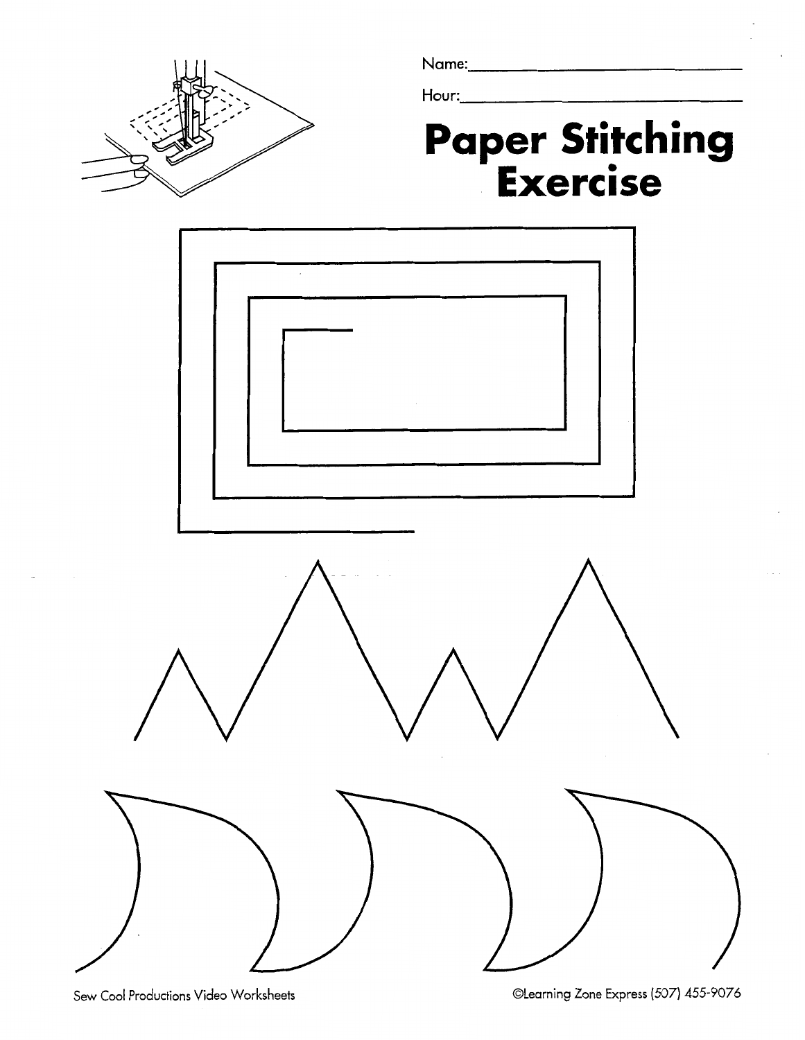Name:\_\_\_\_\_\_\_\_\_\_\_\_\_\_\_\_\_\_\_\_\_\_\_\_\_\_\_\_

Hour:\_\_\_\_\_\_\_\_\_\_\_\_\_\_\_\_\_\_\_\_\_\_\_\_\_\_\_\_

# Paper Stitching Exercise

Sew Cool Productions Video Worksheets

©Learning Zone Express (507) 455-9076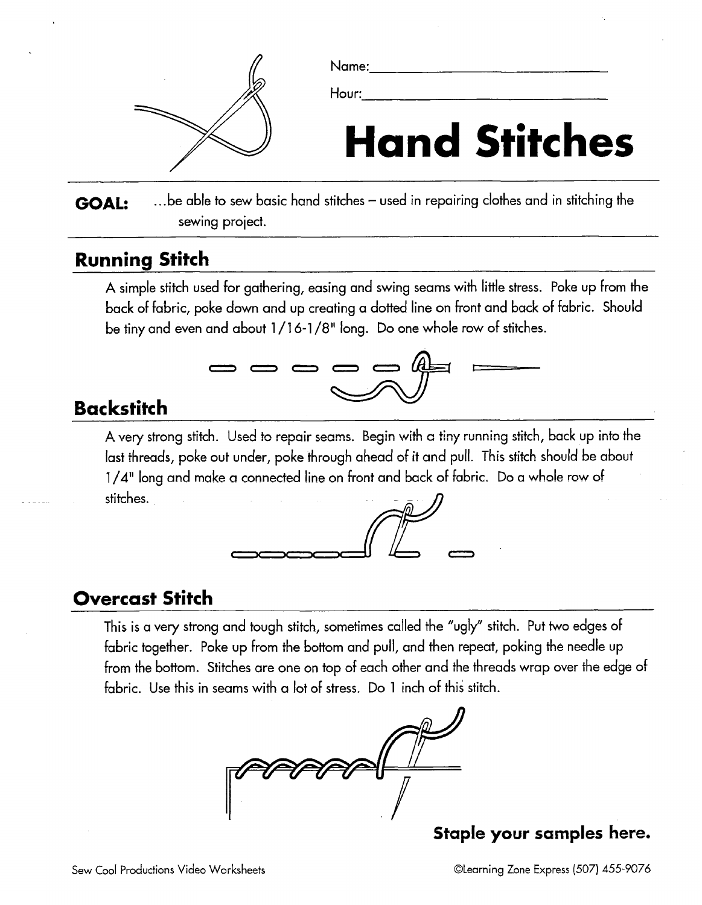Name:______________________________

Hour:______________________________

# Hand Stitches

**GOAL:** ...be able to sew basic hand stitches – used in repairing clothes and in stitching the sewing project.

## Running Stitch

A simple stitch used for gathering, easing and swing seams with little stress. Poke up from the back of fabric, poke down and up creating a dotted line on front and back of fabric. Should be tiny and even and about 1/16-1/8" long. Do one whole row of stitches.

## Backstitch

A very strong stitch. Used to repair seams. Begin with a tiny running stitch, back up into the last threads, poke out under, poke through ahead of it and pull. This stitch should be about 1/4" long and make a connected line on front and back of fabric. Do a whole row of stitches.

## Overcast Stitch

This is a very strong and tough stitch, sometimes called the "ugly" stitch. Put two edges of fabric together. Poke up from the bottom and pull, and then repeat, poking the needle up from the bottom. Stitches are one on top of each other and the threads wrap over the edge of fabric. Use this in seams with a lot of stress. Do 1 inch of this stitch.

**Staple your samples here.**

Sew Cool Productions Video Worksheets

©Learning Zone Express (507) 455-9076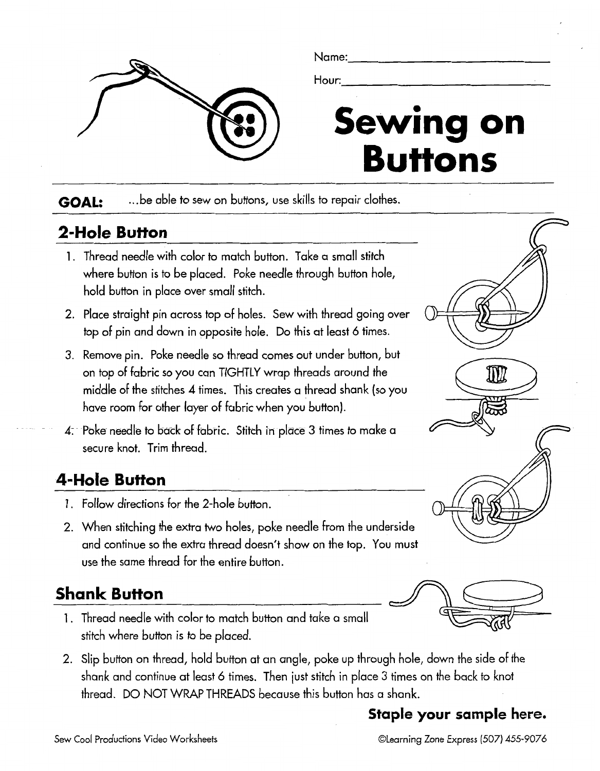Name:\_\_\_\_\_\_\_\_\_\_\_\_\_\_\_\_\_\_\_\_\_\_\_\_

Hour:\_\_\_\_\_\_\_\_\_\_\_\_\_\_\_\_\_\_\_\_\_\_\_\_

# Sewing on Buttons

**GOAL:** ...be able to sew on buttons, use skills to repair clothes.

## 2-Hole Button

1. Thread needle with color to match button. Take a small stitch where button is to be placed. Poke needle through button hole, hold button in place over small stitch.
2. Place straight pin across top of holes. Sew with thread going over top of pin and down in opposite hole. Do this at least 6 times.
3. Remove pin. Poke needle so thread comes out under button, but on top of fabric so you can TIGHTLY wrap threads around the middle of the stitches 4 times. This creates a thread shank (so you have room for other layer of fabric when you button).
4. Poke needle to back of fabric. Stitch in place 3 times to make a secure knot. Trim thread.

## 4-Hole Button

1. Follow directions for the 2-hole button.
2. When stitching the extra two holes, poke needle from the underside and continue so the extra thread doesn't show on the top. You must use the same thread for the entire button.

## Shank Button

1. Thread needle with color to match button and take a small stitch where button is to be placed.
2. Slip button on thread, hold button at an angle, poke up through hole, down the side of the shank and continue at least 6 times. Then just stitch in place 3 times on the back to knot thread. DO NOT WRAP THREADS because this button has a shank.

**Staple your sample here.**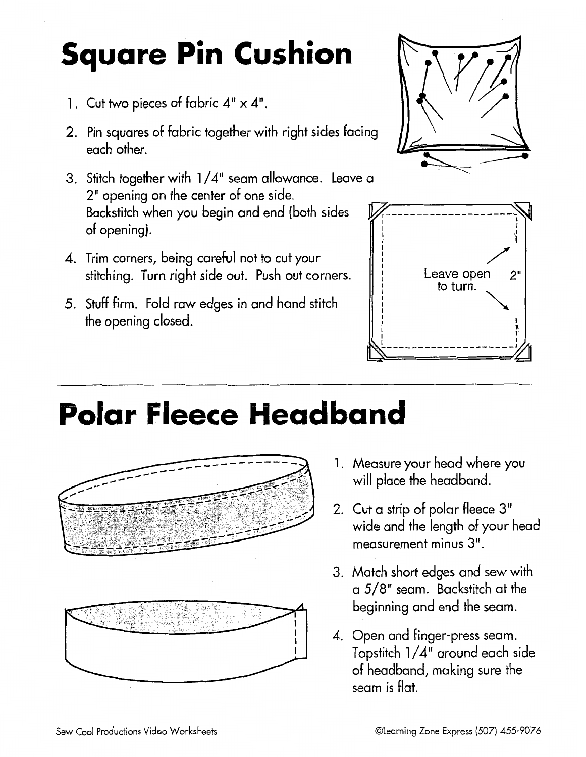# Square Pin Cushion

1. Cut two pieces of fabric 4" x 4".
2. Pin squares of fabric together with right sides facing each other.
3. Stitch together with 1/4" seam allowance. Leave a 2" opening on the center of one side. Backstitch when you begin and end (both sides of opening).
4. Trim corners, being careful not to cut your stitching. Turn right side out. Push out corners.
5. Stuff firm. Fold raw edges in and hand stitch the opening closed.

Leave open to turn. 2"

# Polar Fleece Headband

1. Measure your head where you will place the headband.
2. Cut a strip of polar fleece 3" wide and the length of your head measurement minus 3".
3. Match short edges and sew with a 5/8" seam. Backstitch at the beginning and end the seam.
4. Open and finger-press seam. Topstitch 1/4" around each side of headband, making sure the seam is flat.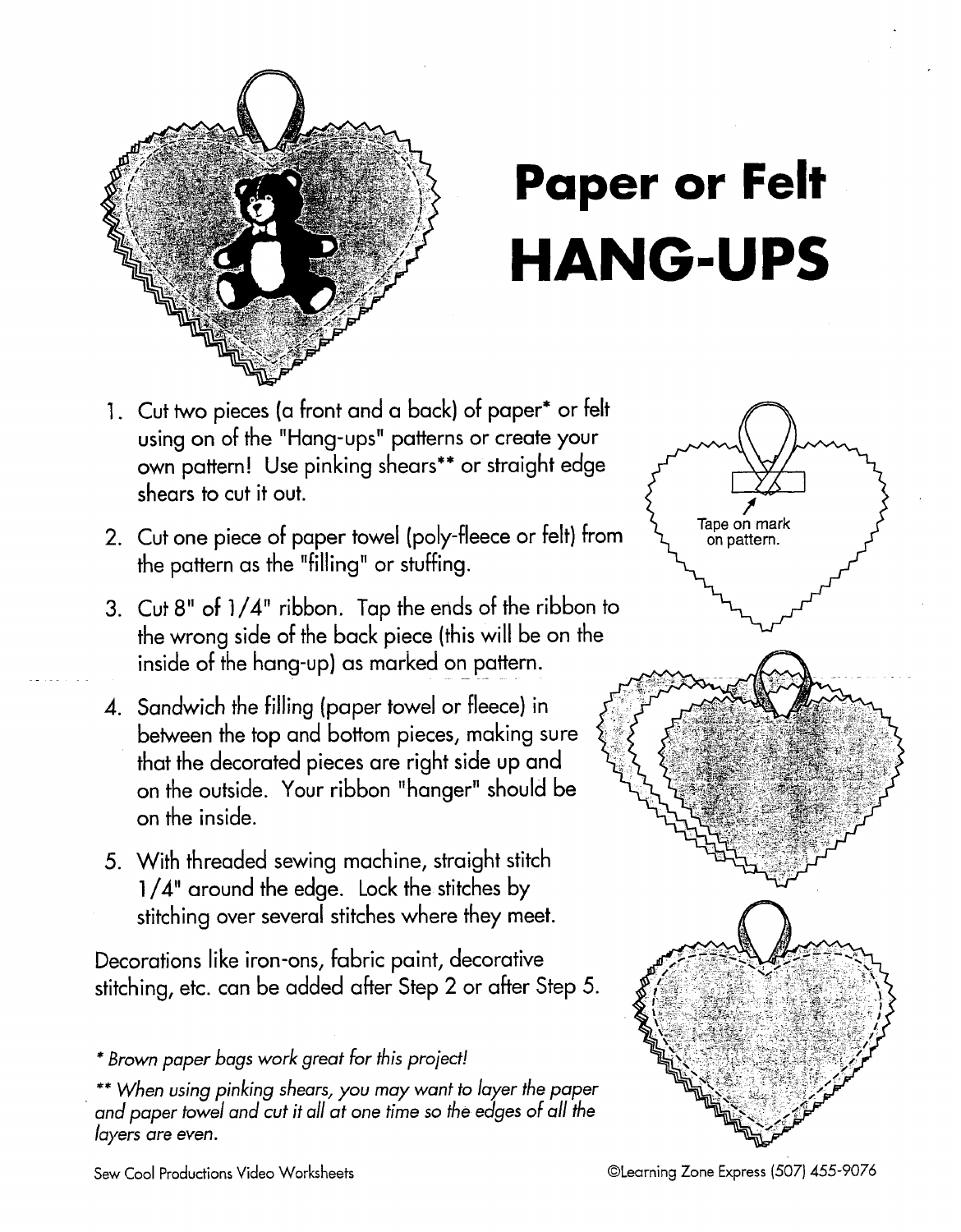# Paper or Felt HANG-UPS

1. Cut two pieces (a front and a back) of paper* or felt using on of the "Hang-ups" patterns or create your own pattern! Use pinking shears** or straight edge shears to cut it out.
2. Cut one piece of paper towel (poly-fleece or felt) from the pattern as the "filling" or stuffing.
3. Cut 8" of 1/4" ribbon. Tap the ends of the ribbon to the wrong side of the back piece (this will be on the inside of the hang-up) as marked on pattern.
4. Sandwich the filling (paper towel or fleece) in between the top and bottom pieces, making sure that the decorated pieces are right side up and on the outside. Your ribbon "hanger" should be on the inside.
5. With threaded sewing machine, straight stitch 1/4" around the edge. Lock the stitches by stitching over several stitches where they meet.

Tape on mark on pattern.

Decorations like iron-ons, fabric paint, decorative stitching, etc. can be added after Step 2 or after Step 5.

*\* Brown paper bags work great for this project!*

*\*\* When using pinking shears, you may want to layer the paper and paper towel and cut it all at one time so the edges of all the layers are even.*

Sew Cool Productions Video Worksheets

©Learning Zone Express (507) 455-9076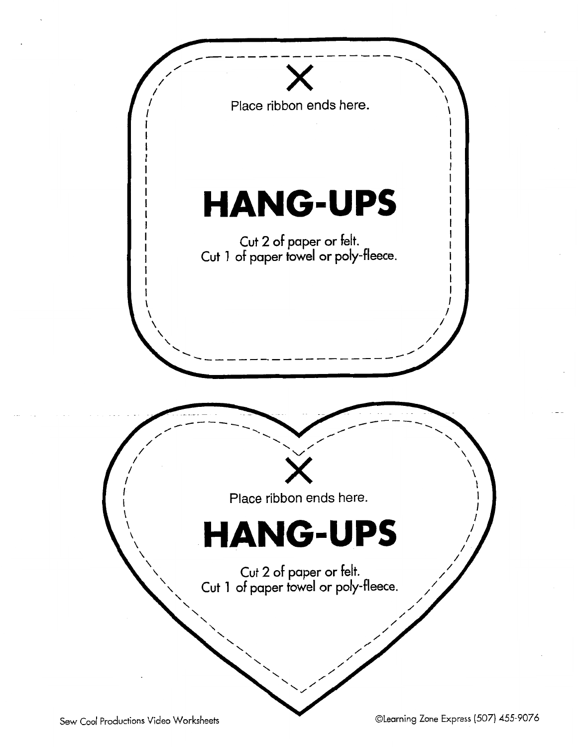X

Place ribbon ends here.

# HANG-UPS

Cut 2 of paper or felt.
Cut 1 of paper towel or poly-fleece.

X

Place ribbon ends here.

# HANG-UPS

Cut 2 of paper or felt.
Cut 1 of paper towel or poly-fleece.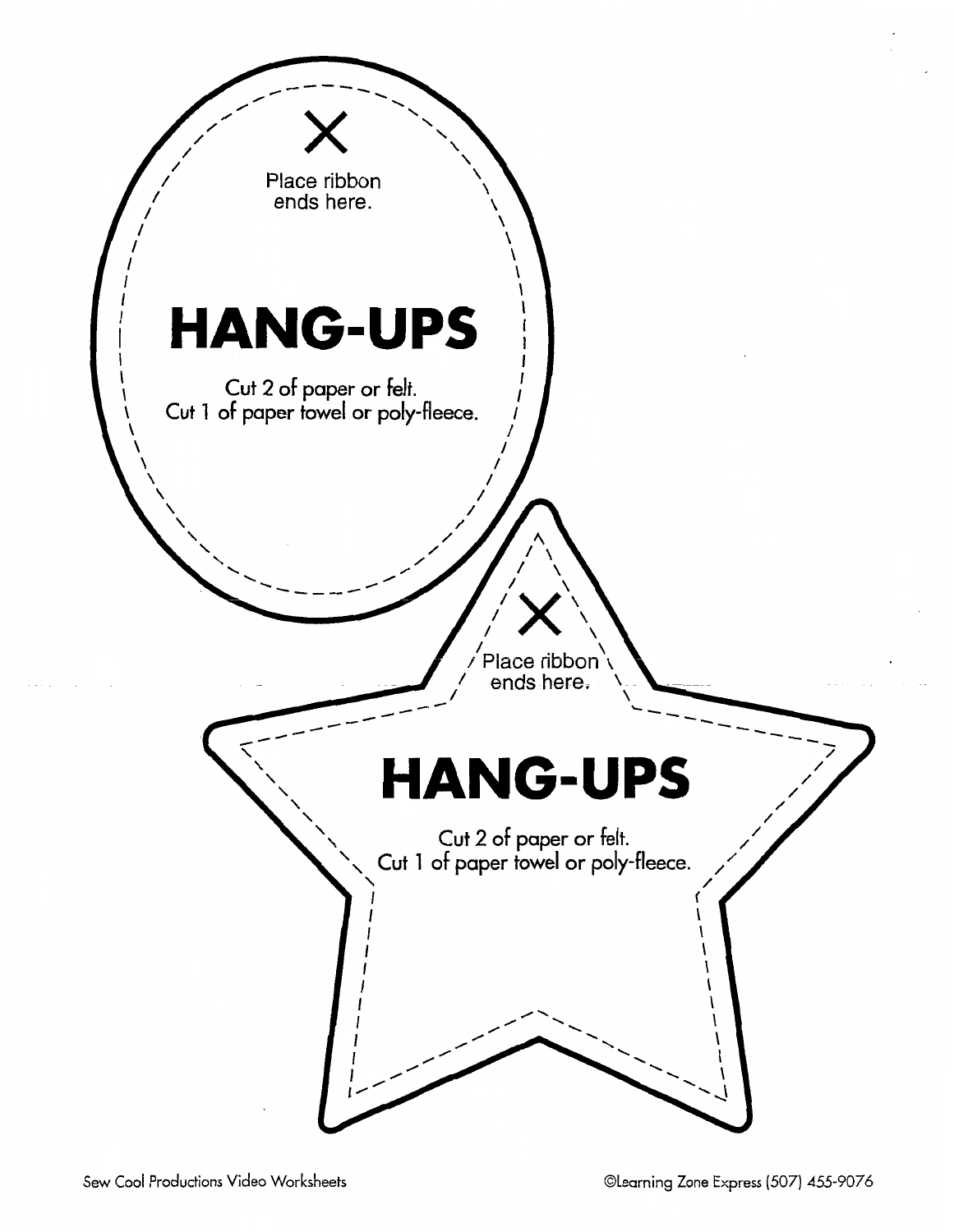Place ribbon ends here.

## HANG-UPS

Cut 2 of paper or felt.
Cut 1 of paper towel or poly-fleece.

Place ribbon ends here.

## HANG-UPS

Cut 2 of paper or felt.
Cut 1 of paper towel or poly-fleece.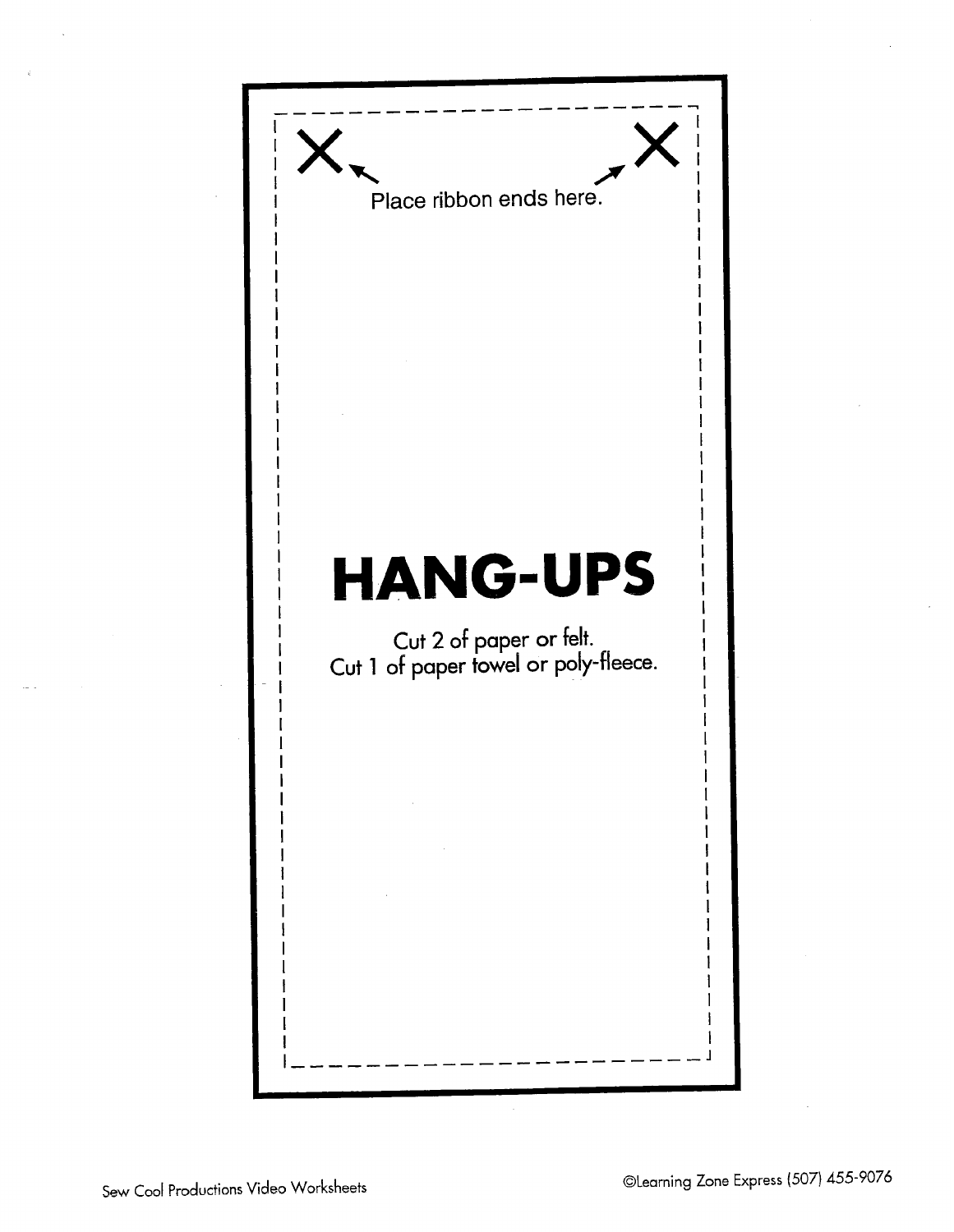X X

Place ribbon ends here.

# HANG-UPS

Cut 2 of paper or felt.
Cut 1 of paper towel or poly-fleece.

Sew Cool Productions Video Worksheets

©Learning Zone Express (507) 455-9076